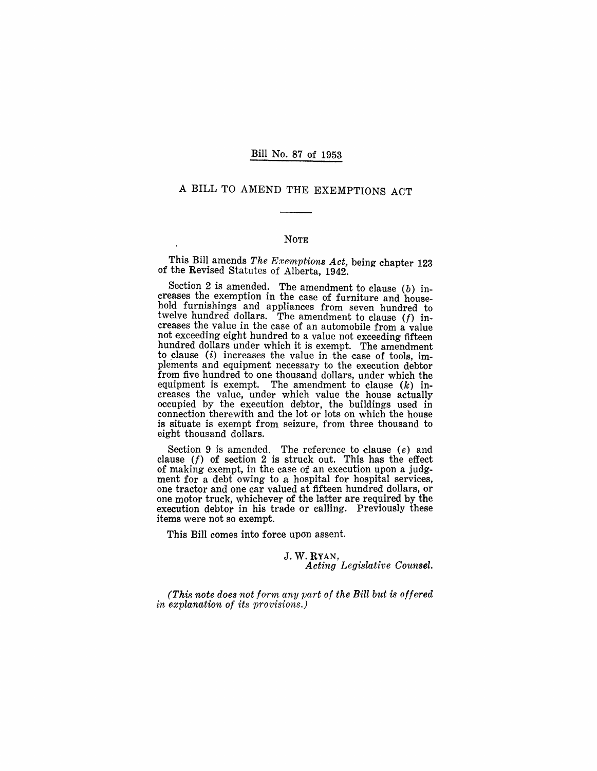Bill No. 87 of 1953

# A BILL TO AMEND THE EXEMPTIONS ACT

## NOTE

This Bill amends *The Exemptions Act*, being chapter 123 of the Revised Statutes of Alberta, 1942.

Section 2 is amended. The amendment to clause (*b*) increases the exemption in the case of furniture and household furnishings and appliances from seven hundred to twelve hundred dollars. The amendment to clause (*f*) increases the value in the case of an automobile from a value not exceeding eight hundred to a value not exceeding fifteen hundred dollars under which it is exempt. The amendment to clause (*i*) increases the value in the case of tools, implements and equipment necessary to the execution debtor from five hundred to one thousand dollars, under which the equipment is exempt. The amendment to clause (*k*) increases the value, under which value the house actually occupied by the execution debtor, the buildings used in connection therewith and the lot or lots on which the house is situate is exempt from seizure, from three thousand to eight thousand dollars.

Section 9 is amended. The reference to clause (*e*) and clause (*f*) of section 2 is struck out. This has the effect of making exempt, in the case of an execution upon a judgment for a debt owing to a hospital for hospital services, one tractor and one car valued at fifteen hundred dollars, or one motor truck, whichever of the latter are required by the execution debtor in his trade or calling. Previously these items were not so exempt.

This Bill comes into force upon assent.

J. W. RYAN,
*Acting Legislative Counsel.*

*(This note does not form any part of the Bill but is offered in explanation of its provisions.)*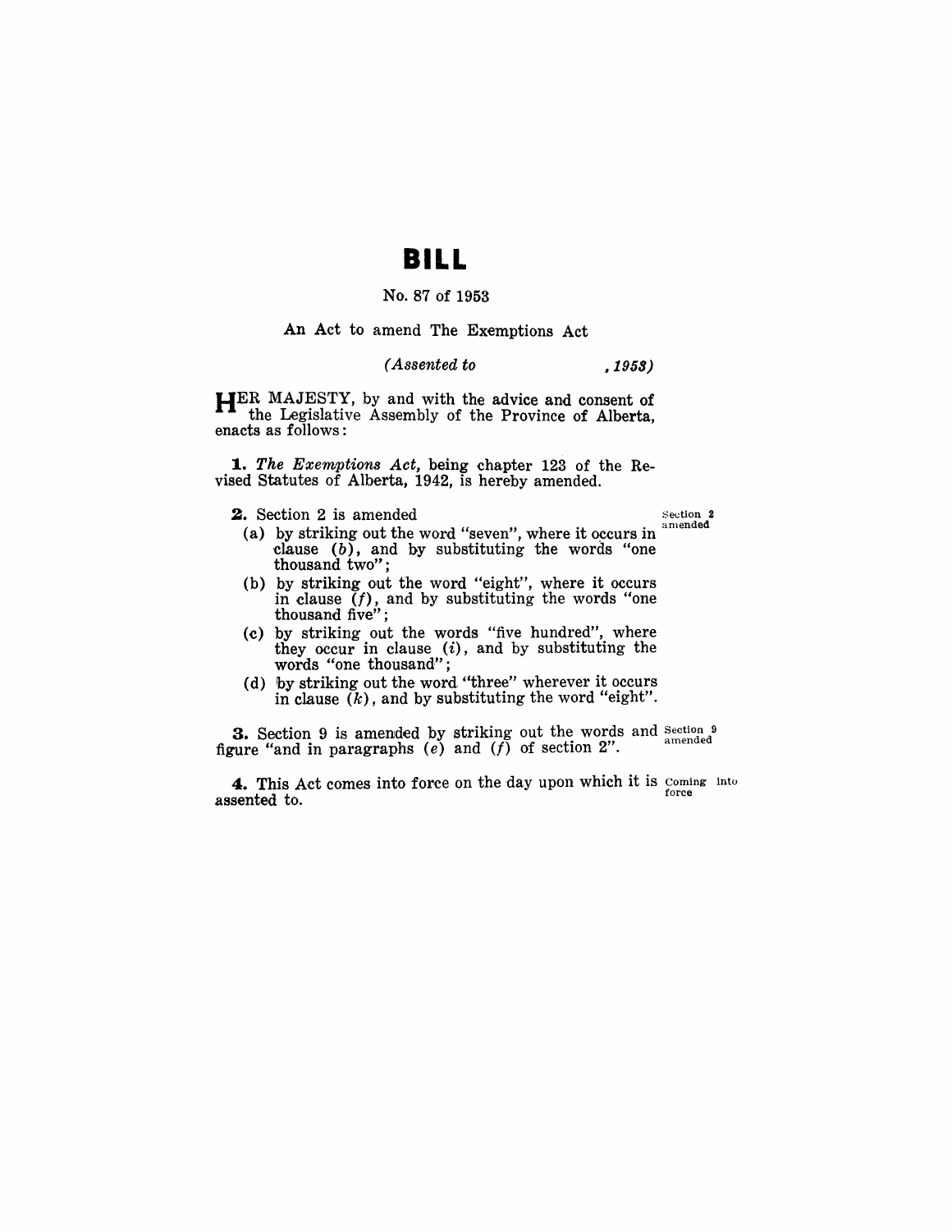# BILL

No. 87 of 1953

An Act to amend The Exemptions Act

*(Assented to , 1953)*

HER MAJESTY, by and with the advice and consent of the Legislative Assembly of the Province of Alberta, enacts as follows:

**1.** *The Exemptions Act,* being chapter 123 of the Revised Statutes of Alberta, 1942, is hereby amended.

**2.** Section 2 is amended

Section 2 amended

(a) by striking out the word "seven", where it occurs in clause (*b*), and by substituting the words "one thousand two";

(b) by striking out the word "eight", where it occurs in clause (*f*), and by substituting the words "one thousand five";

(c) by striking out the words "five hundred", where they occur in clause (*i*), and by substituting the words "one thousand";

(d) by striking out the word "three" wherever it occurs in clause (*k*), and by substituting the word "eight".

**3.** Section 9 is amended by striking out the words and figure "and in paragraphs (*e*) and (*f*) of section 2".

Section 9 amended

**4.** This Act comes into force on the day upon which it is assented to.

Coming into force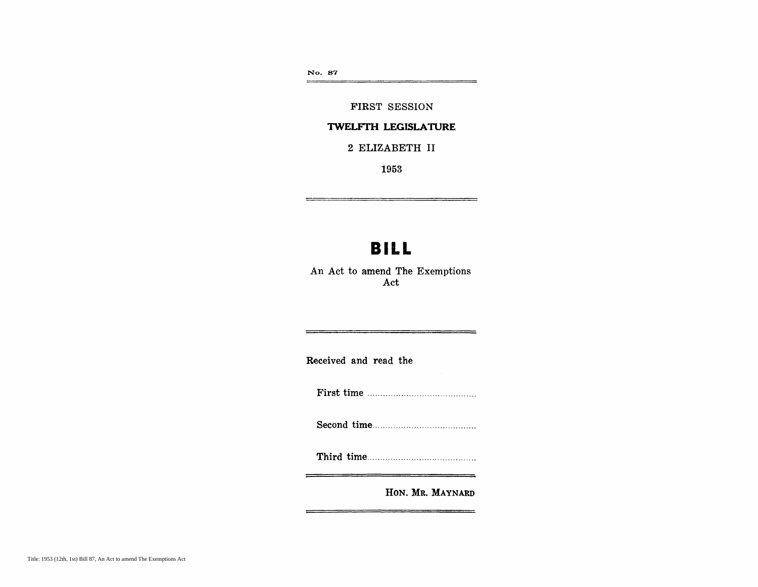No. 87

FIRST SESSION

**TWELFTH LEGISLATURE**

2 ELIZABETH II

1953

# BILL

An Act to amend The Exemptions Act

Received and read the

First time ..........................................

Second time........................................

Third time..........................................

**HON. MR. MAYNARD**

Title: 1953 (12th, 1st) Bill 87, An Act to amend The Exemptions Act